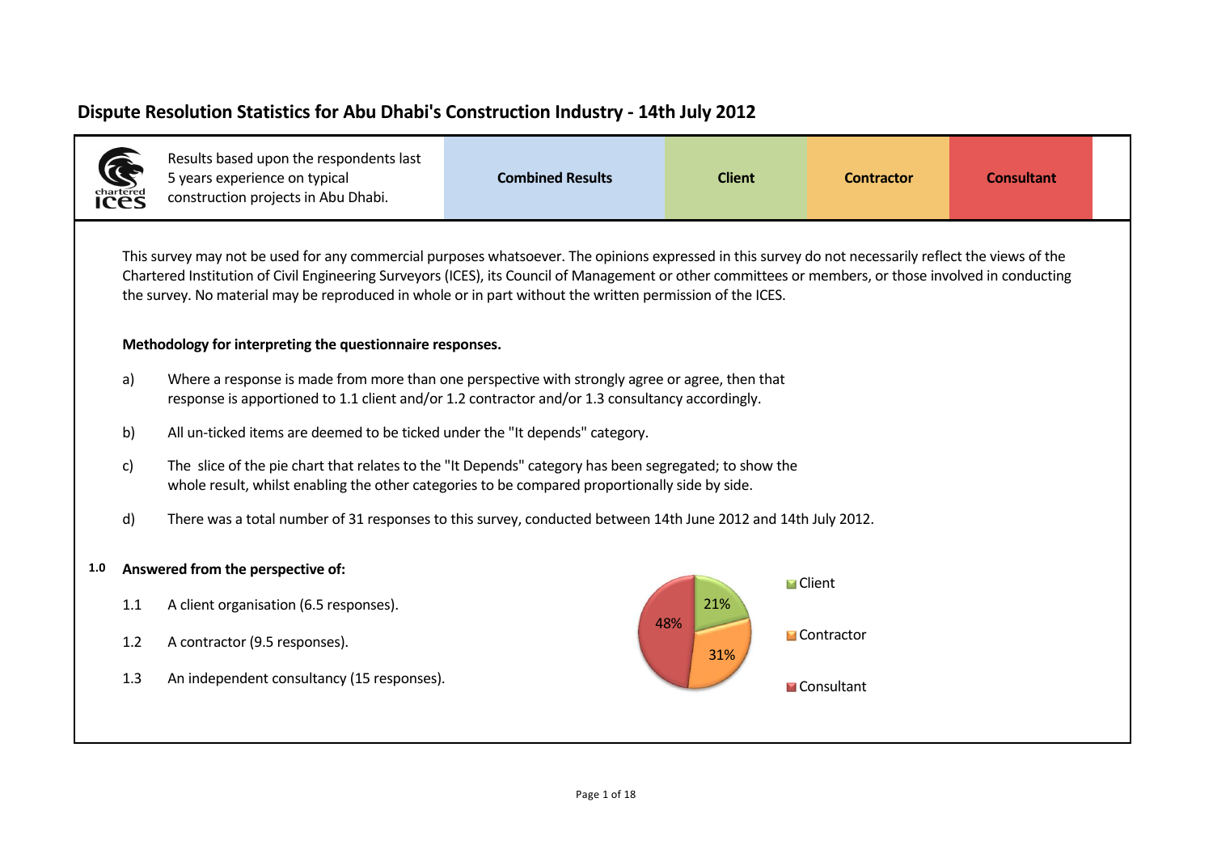# Dispute Resolution Statistics for Abu Dhabi's Construction Industry - 14th July 2012

| | | | | | |
|---|---|---|---|---|---|
| chartered ICES | Results based upon the respondents last 5 years experience on typical construction projects in Abu Dhabi. | **Combined Results** | **Client** | **Contractor** | **Consultant** |

This survey may not be used for any commercial purposes whatsoever. The opinions expressed in this survey do not necessarily reflect the views of the Chartered Institution of Civil Engineering Surveyors (ICES), its Council of Management or other committees or members, or those involved in conducting the survey. No material may be reproduced in whole or in part without the written permission of the ICES.

**Methodology for interpreting the questionnaire responses.**

a) Where a response is made from more than one perspective with strongly agree or agree, then that response is apportioned to 1.1 client and/or 1.2 contractor and/or 1.3 consultancy accordingly.

b) All un-ticked items are deemed to be ticked under the "It depends" category.

c) The slice of the pie chart that relates to the "It Depends" category has been segregated; to show the whole result, whilst enabling the other categories to be compared proportionally side by side.

d) There was a total number of 31 responses to this survey, conducted between 14th June 2012 and 14th July 2012.

**1.0 Answered from the perspective of:**

1.1 A client organisation (6.5 responses).

1.2 A contractor (9.5 responses).

1.3 An independent consultancy (15 responses).

21%
31%
48%

Client
Contractor
Consultant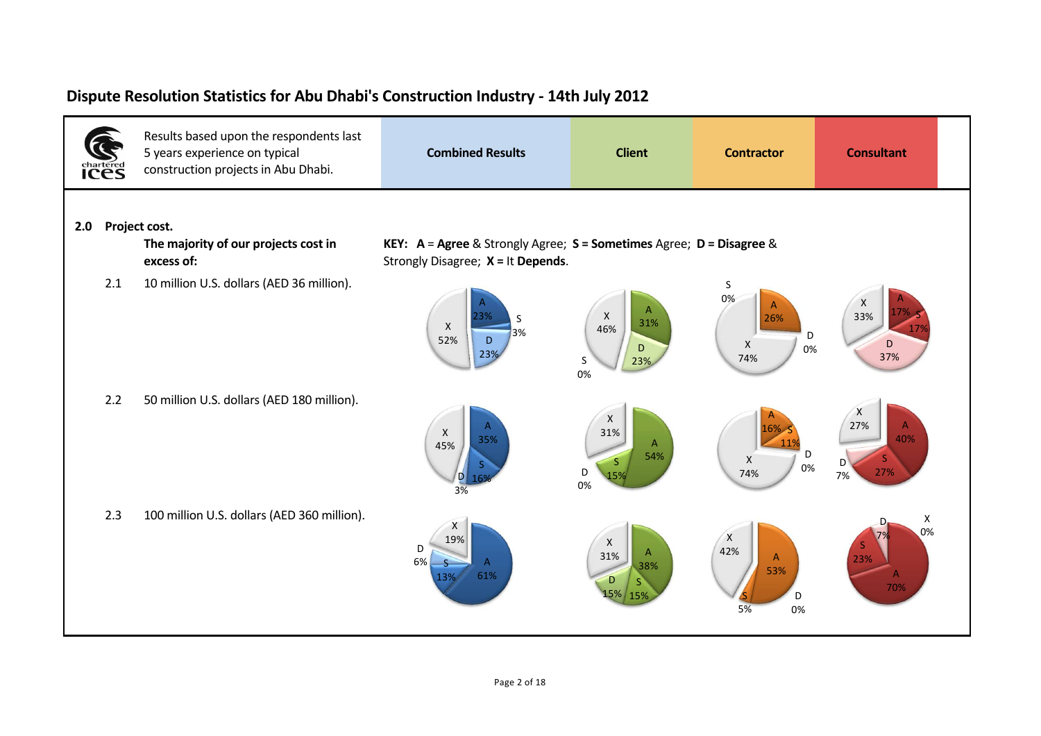# Dispute Resolution Statistics for Abu Dhabi's Construction Industry - 14th July 2012

chartered ices

Results based upon the respondents last 5 years experience on typical construction projects in Abu Dhabi.

**Combined Results** | **Client** | **Contractor** | **Consultant**

**2.0 Project cost.**

**The majority of our projects cost in excess of:**

**KEY: A** = **Agree** & Strongly Agree; **S = Sometimes** Agree; **D = Disagree** & Strongly Disagree; **X =** It **Depends**.

2.1 10 million U.S. dollars (AED 36 million).

Combined Results: A 23%, S 3%, D 23%, X 52%

Client: A 31%, D 23%, S 0%, X 46%

Contractor: S 0%, A 26%, D 0%, X 74%

Consultant: A 17%, S 17%, D 37%, X 33%

2.2 50 million U.S. dollars (AED 180 million).

Combined Results: A 35%, S 16%, D 3%, X 45%

Client: A 54%, S 15%, D 0%, X 31%

Contractor: A 16%, S 11%, D 0%, X 74%

Consultant: A 40%, S 27%, D 7%, X 27%

2.3 100 million U.S. dollars (AED 360 million).

Combined Results: A 61%, S 13%, D 6%, X 19%

Client: A 38%, S 15%, D 15%, X 31%

Contractor: A 53%, S 5%, D 0%, X 42%

Consultant: A 70%, S 23%, D 7%, X 0%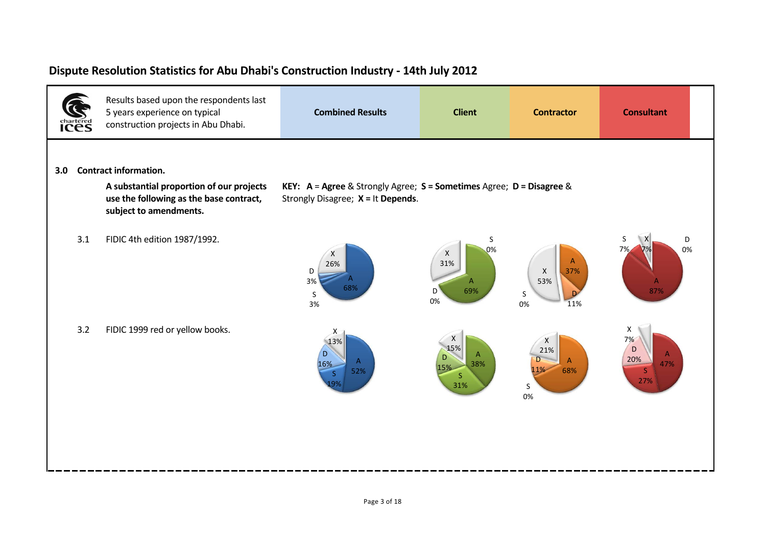# Dispute Resolution Statistics for Abu Dhabi's Construction Industry - 14th July 2012

| | Results based upon the respondents last 5 years experience on typical construction projects in Abu Dhabi. | Combined Results | Client | Contractor | Consultant |
|---|---|---|---|---|---|

## 3.0 Contract information.

**A substantial proportion of our projects use the following as the base contract, subject to amendments.**

**KEY: A** = **Agree** & Strongly Agree; **S = Sometimes** Agree; **D = Disagree** & Strongly Disagree; **X =** It **Depends**.

3.1 FIDIC 4th edition 1987/1992.

Combined Results: X 26%, D 3%, S 3%, A 68%

Client: X 31%, S 0%, D 0%, A 69%

Contractor: X 53%, S 0%, A 37%, D 11%

Consultant: S 7%, X 7%, D 0%, A 87%

3.2 FIDIC 1999 red or yellow books.

Combined Results: X 13%, D 16%, S 19%, A 52%

Client: X 15%, D 15%, S 31%, A 38%

Contractor: X 21%, D 11%, S 0%, A 68%

Consultant: X 7%, D 20%, S 27%, A 47%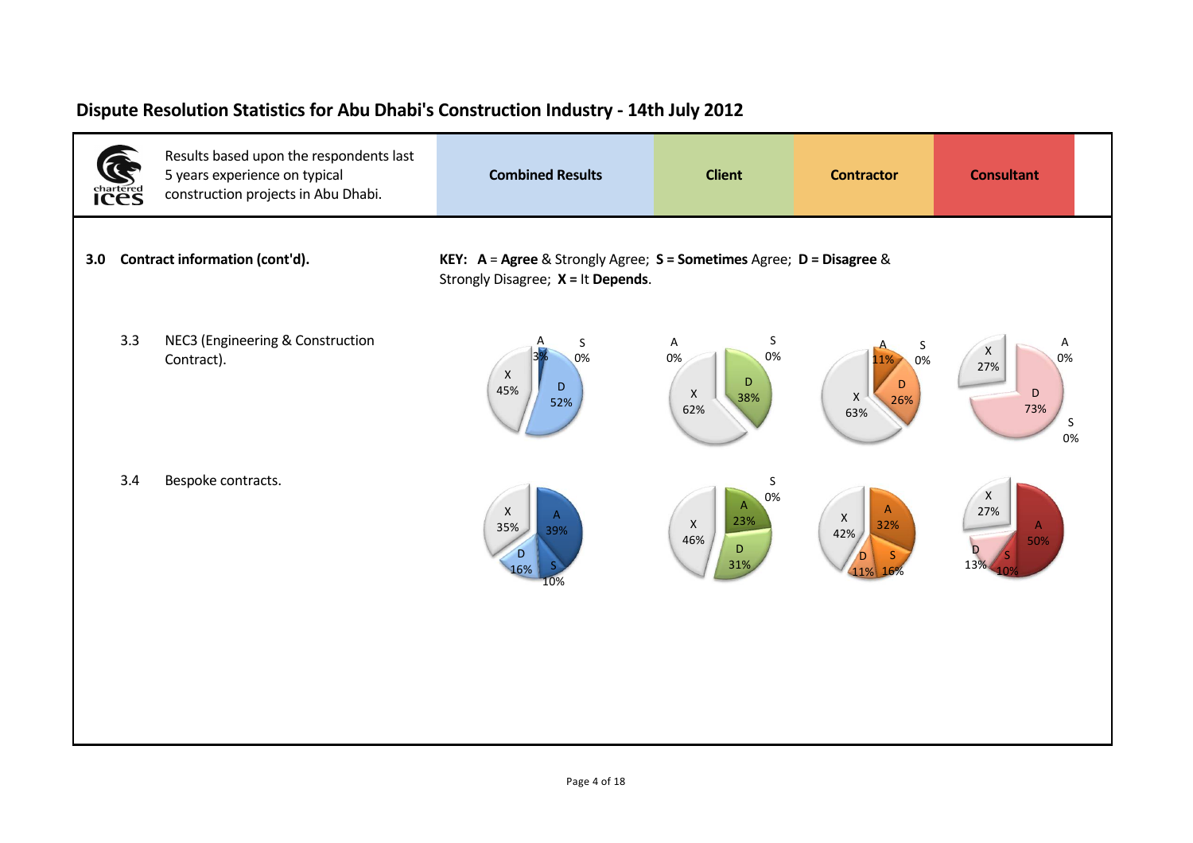# Dispute Resolution Statistics for Abu Dhabi's Construction Industry - 14th July 2012

chartered ices

Results based upon the respondents last 5 years experience on typical construction projects in Abu Dhabi.

| | Combined Results | Client | Contractor | Consultant |
|---|---|---|---|---|

## 3.0 Contract information (cont'd).

**KEY:** **A** = **Agree** & Strongly Agree; **S = Sometimes** Agree; **D = Disagree** & Strongly Disagree; **X =** It **Depends**.

| | | Combined Results | Client | Contractor | Consultant |
|---|---|---|---|---|---|
| 3.3 | NEC3 (Engineering & Construction Contract). | A 3%, S 0%, D 52%, X 45% | A 0%, S 0%, D 38%, X 62% | A 11%, S 0%, D 26%, X 63% | A 0%, S 0%, D 73%, X 27% |
| 3.4 | Bespoke contracts. | A 39%, S 10%, D 16%, X 35% | A 23%, S 0%, D 31%, X 46% | A 32%, S 16%, D 11%, X 42% | A 50%, S 10%, D 13%, X 27% |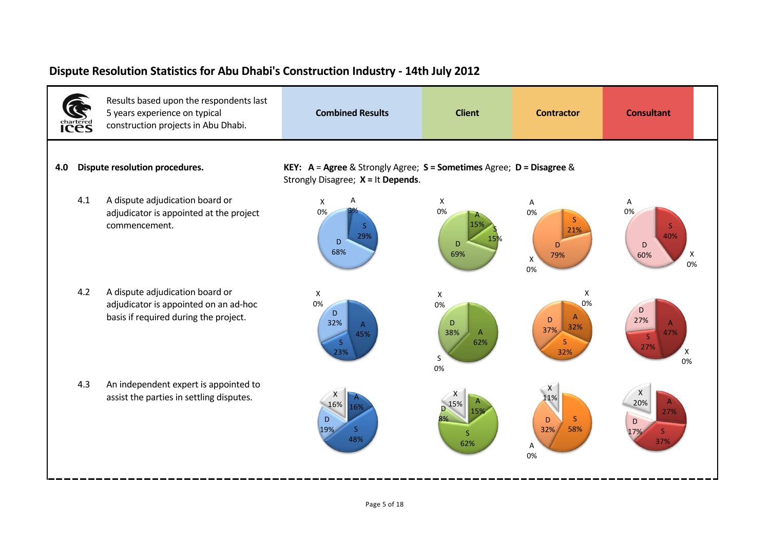# Dispute Resolution Statistics for Abu Dhabi's Construction Industry - 14th July 2012

chartered ices

Results based upon the respondents last 5 years experience on typical construction projects in Abu Dhabi.

**Combined Results** | **Client** | **Contractor** | **Consultant**

**4.0 Dispute resolution procedures.**

**KEY: A** = **Agree** & Strongly Agree; **S = Sometimes** Agree; **D = Disagree** & Strongly Disagree; **X =** It **Depends**.

4.1 A dispute adjudication board or adjudicator is appointed at the project commencement.

Combined Results: X 0%, A 3%, S 29%, D 68%

Client: X 0%, A 15%, S 15%, D 69%

Contractor: A 0%, S 21%, D 79%, X 0%

Consultant: A 0%, S 40%, D 60%, X 0%

4.2 A dispute adjudication board or adjudicator is appointed on an ad-hoc basis if required during the project.

Combined Results: X 0%, D 32%, A 45%, S 23%

Client: X 0%, D 38%, A 62%, S 0%

Contractor: X 0%, D 37%, A 32%, S 32%

Consultant: D 27%, A 47%, S 27%, X 0%

4.3 An independent expert is appointed to assist the parties in settling disputes.

Combined Results: X 16%, A 16%, D 19%, S 48%

Client: X 15%, A 15%, D 8%, S 62%

Contractor: X 11%, D 32%, S 58%, A 0%

Consultant: X 20%, A 27%, D 17%, S 37%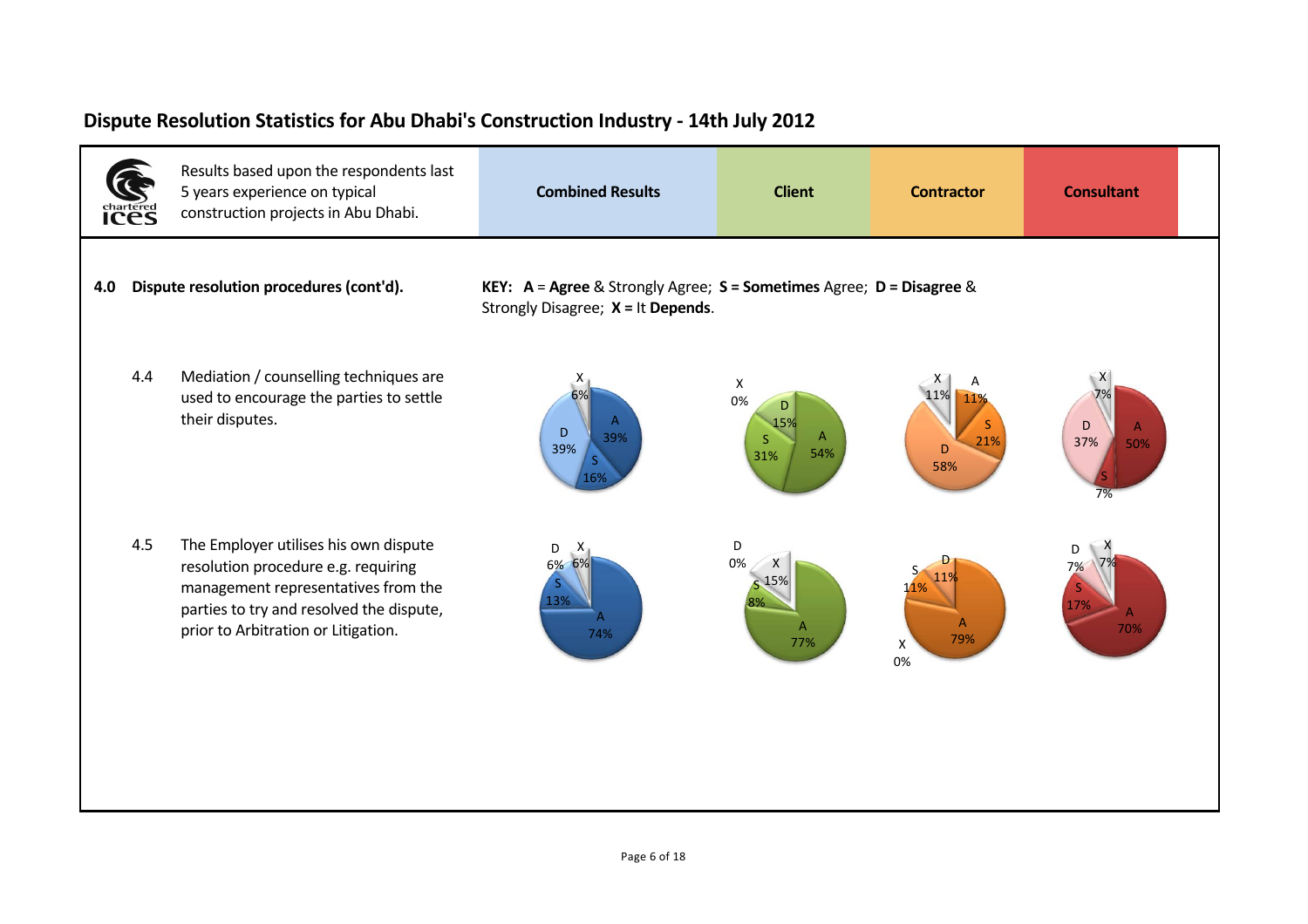# Dispute Resolution Statistics for Abu Dhabi's Construction Industry - 14th July 2012

| | | | | | |
|---|---|---|---|---|---|
| chartered ices | Results based upon the respondents last 5 years experience on typical construction projects in Abu Dhabi. | **Combined Results** | **Client** | **Contractor** | **Consultant** |

**4.0 Dispute resolution procedures (cont'd).**

**KEY: A** = **Agree** & Strongly Agree; **S = Sometimes** Agree; **D = Disagree** & Strongly Disagree; **X =** It **Depends**.

4.4 Mediation / counselling techniques are used to encourage the parties to settle their disputes.

Combined Results: X 6%, A 39%, S 16%, D 39%

Client: X 0%, D 15%, A 54%, S 31%

Contractor: X 11%, A 11%, S 21%, D 58%

Consultant: X 7%, A 50%, S 7%, D 37%

4.5 The Employer utilises his own dispute resolution procedure e.g. requiring management representatives from the parties to try and resolved the dispute, prior to Arbitration or Litigation.

Combined Results: D 6%, X 6%, S 13%, A 74%

Client: D 0%, X 15%, S 8%, A 77%

Contractor: D 11%, S 11%, A 79%, X 0%

Consultant: D 7%, X 7%, S 17%, A 70%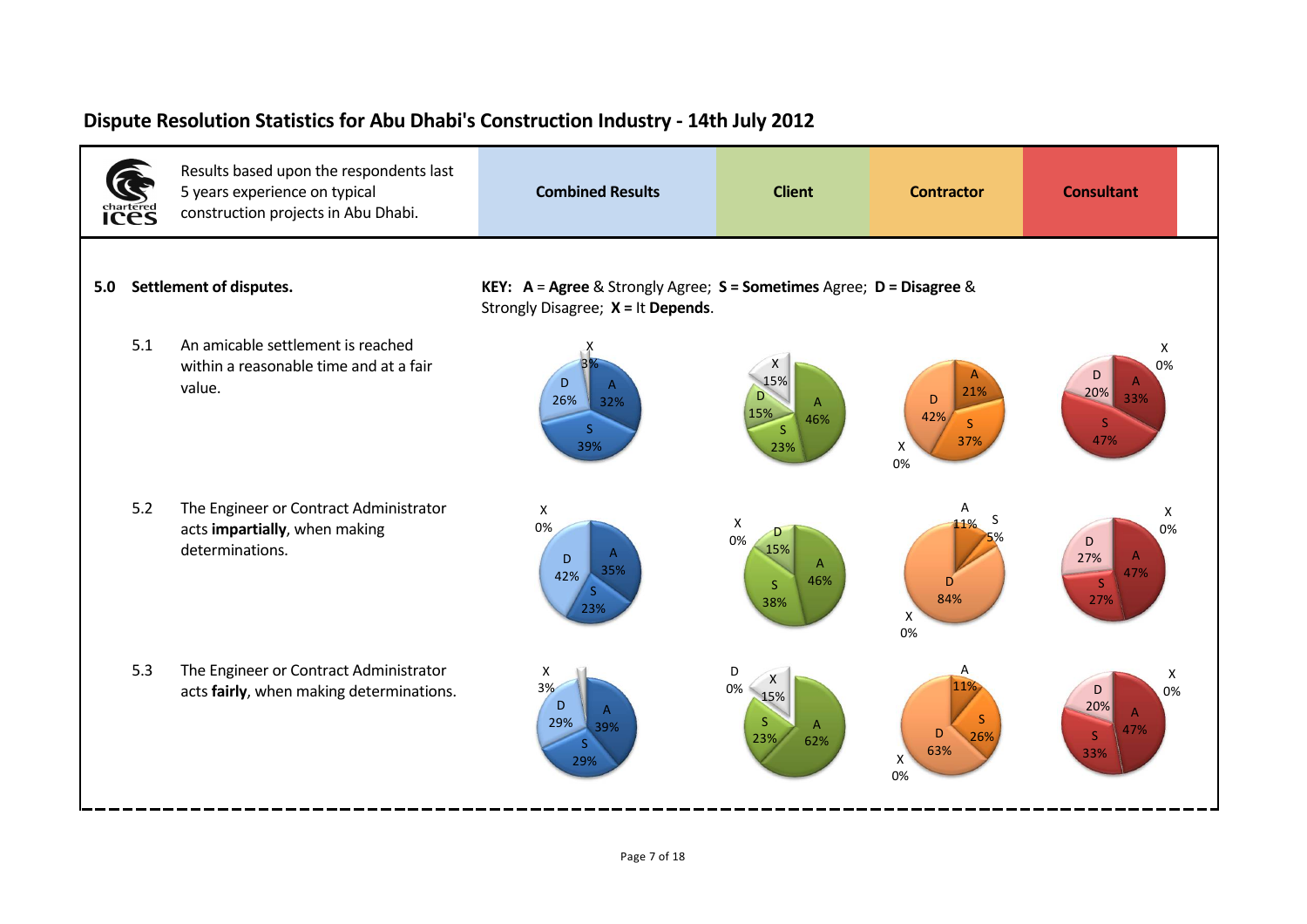# Dispute Resolution Statistics for Abu Dhabi's Construction Industry - 14th July 2012

| chartered ices Results based upon the respondents last 5 years experience on typical construction projects in Abu Dhabi. | Combined Results | Client | Contractor | Consultant |
|---|---|---|---|---|

## 5.0 Settlement of disputes.

**KEY: A** = **Agree** & Strongly Agree; **S = Sometimes** Agree; **D = Disagree** & Strongly Disagree; **X =** It **Depends**.

5.1 An amicable settlement is reached within a reasonable time and at a fair value.

Combined Results: X 3%, A 32%, S 39%, D 26%

Client: X 15%, A 46%, S 23%, D 15%

Contractor: A 21%, S 37%, D 42%, X 0%

Consultant: X 0%, A 33%, S 47%, D 20%

5.2 The Engineer or Contract Administrator acts **impartially**, when making determinations.

Combined Results: X 0%, A 35%, S 23%, D 42%

Client: X 0%, D 15%, A 46%, S 38%

Contractor: A 11%, S 5%, D 84%, X 0%

Consultant: X 0%, A 47%, S 27%, D 27%

5.3 The Engineer or Contract Administrator acts **fairly**, when making determinations.

Combined Results: X 3%, A 39%, S 29%, D 29%

Client: D 0%, X 15%, A 62%, S 23%

Contractor: A 11%, S 26%, D 63%, X 0%

Consultant: X 0%, A 47%, S 33%, D 20%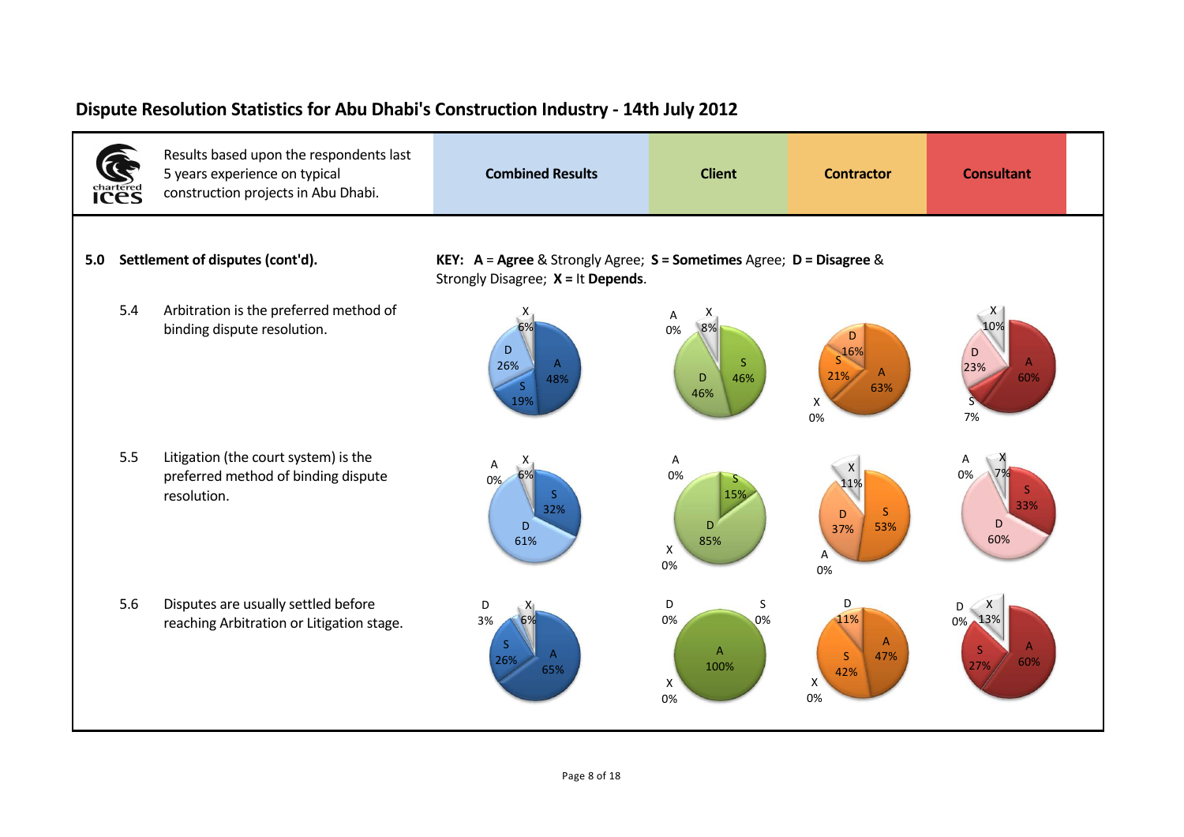# Dispute Resolution Statistics for Abu Dhabi's Construction Industry - 14th July 2012

chartered ices

Results based upon the respondents last 5 years experience on typical construction projects in Abu Dhabi.

**Combined Results** | **Client** | **Contractor** | **Consultant**

## 5.0 Settlement of disputes (cont'd).

**KEY: A** = **Agree** & Strongly Agree; **S = Sometimes** Agree; **D = Disagree** & Strongly Disagree; **X =** It **Depends**.

5.4 Arbitration is the preferred method of binding dispute resolution.

Combined Results: X 6%, D 26%, S 19%, A 48%

Client: A 0%, X 8%, D 46%, S 46%

Contractor: D 16%, S 21%, A 63%, X 0%

Consultant: X 10%, D 23%, A 60%, S 7%

5.5 Litigation (the court system) is the preferred method of binding dispute resolution.

Combined Results: A 0%, X 6%, S 32%, D 61%

Client: A 0%, S 15%, D 85%, X 0%

Contractor: X 11%, D 37%, S 53%, A 0%

Consultant: A 0%, X 7%, S 33%, D 60%

5.6 Disputes are usually settled before reaching Arbitration or Litigation stage.

Combined Results: D 3%, X 6%, S 26%, A 65%

Client: D 0%, S 0%, A 100%, X 0%

Contractor: D 11%, A 47%, S 42%, X 0%

Consultant: D 0%, X 13%, S 27%, A 60%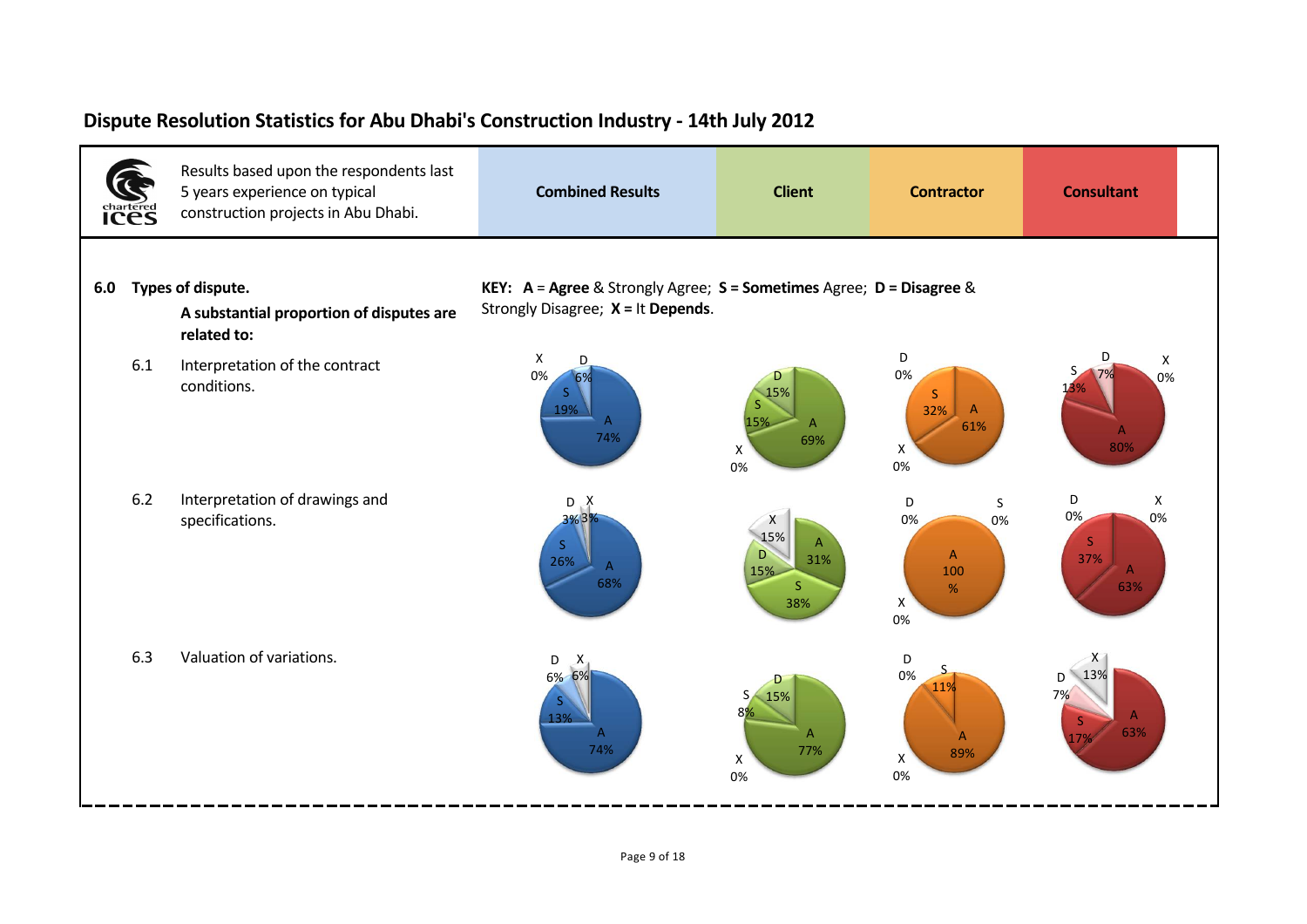# Dispute Resolution Statistics for Abu Dhabi's Construction Industry - 14th July 2012

chartered ices

Results based upon the respondents last 5 years experience on typical construction projects in Abu Dhabi.

**Combined Results** | **Client** | **Contractor** | **Consultant**

**6.0 Types of dispute.**

**A substantial proportion of disputes are related to:**

**KEY: A** = **Agree** & Strongly Agree; **S = Sometimes** Agree; **D = Disagree** & Strongly Disagree; **X =** It **Depends**.

6.1 Interpretation of the contract conditions.

Combined Results:
X 0%
D 6%
S 19%
A 74%

Client:
D 15%
S 15%
A 69%
X 0%

Contractor:
D 0%
S 32%
A 61%
X 0%

Consultant:
S 13%
D 7%
X 0%
A 80%

6.2 Interpretation of drawings and specifications.

Combined Results:
D 3%
X 3%
S 26%
A 68%

Client:
X 15%
A 31%
D 15%
S 38%

Contractor:
D 0%
S 0%
A 100 %
X 0%

Consultant:
D 0%
X 0%
S 37%
A 63%

6.3 Valuation of variations.

Combined Results:
D 6%
X 6%
S 13%
A 74%

Client:
D 15%
S 8%
A 77%
X 0%

Contractor:
D 0%
S 11%
A 89%
X 0%

Consultant:
X 13%
D 7%
S 17%
A 63%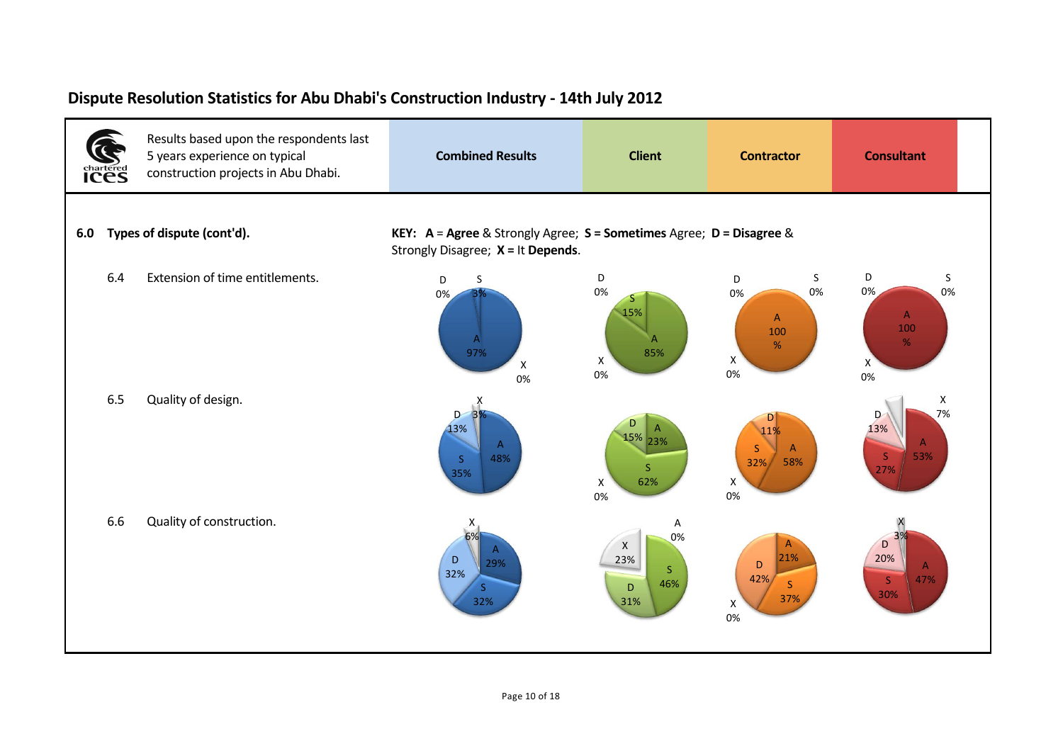# Dispute Resolution Statistics for Abu Dhabi's Construction Industry - 14th July 2012

| | Combined Results | Client | Contractor | Consultant |
|---|---|---|---|---|
| Results based upon the respondents last 5 years experience on typical construction projects in Abu Dhabi. | | | | |

## 6.0 Types of dispute (cont'd).

**KEY: A** = **Agree** & Strongly Agree; **S = Sometimes** Agree; **D = Disagree** & Strongly Disagree; **X =** It **Depends**.

### 6.4 Extension of time entitlements.

Combined Results: D 0%, S 3%, A 97%, X 0%

Client: D 0%, S 15%, A 85%, X 0%

Contractor: D 0%, S 0%, A 100 %, X 0%

Consultant: D 0%, S 0%, A 100 %, X 0%

### 6.5 Quality of design.

Combined Results: X 3%, D 13%, S 35%, A 48%

Client: D 15%, A 23%, S 62%, X 0%

Contractor: D 11%, S 32%, A 58%, X 0%

Consultant: X 7%, D 13%, S 27%, A 53%

### 6.6 Quality of construction.

Combined Results: X 6%, D 32%, A 29%, S 32%

Client: A 0%, X 23%, S 46%, D 31%

Contractor: A 21%, D 42%, S 37%, X 0%

Consultant: X 3%, D 20%, S 30%, A 47%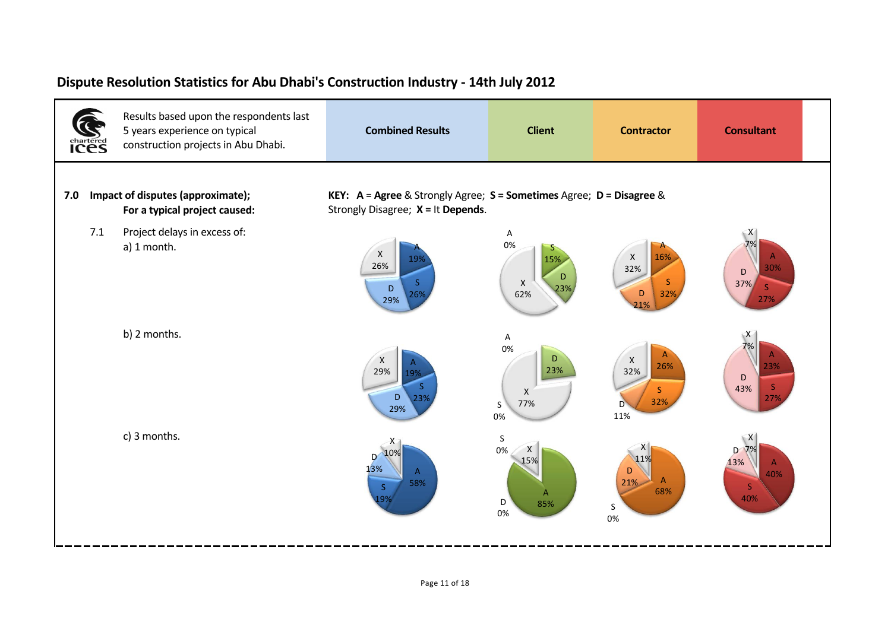## Dispute Resolution Statistics for Abu Dhabi's Construction Industry - 14th July 2012

| | Results based upon the respondents last 5 years experience on typical construction projects in Abu Dhabi. | Combined Results | Client | Contractor | Consultant |
|---|---|---|---|---|---|

**7.0 Impact of disputes (approximate); For a typical project caused:**

**KEY: A** = **Agree** & Strongly Agree; **S = Sometimes** Agree; **D = Disagree** & Strongly Disagree; **X =** It **Depends**.

7.1 Project delays in excess of:

a) 1 month.

Combined Results: A 19%, S 26%, D 29%, X 26%

Client: A 0%, S 15%, D 23%, X 62%

Contractor: A 16%, S 32%, D 21%, X 32%

Consultant: A 30%, S 27%, D 37%, X 7%

b) 2 months.

Combined Results: A 19%, S 23%, D 29%, X 29%

Client: A 0%, D 23%, X 77%, S 0%

Contractor: A 26%, S 32%, D 11%, X 32%

Consultant: A 23%, S 27%, D 43%, X 7%

c) 3 months.

Combined Results: A 58%, S 19%, D 13%, X 10%

Client: S 0%, X 15%, A 85%, D 0%

Contractor: X 11%, D 21%, A 68%, S 0%

Consultant: X 7%, D 13%, A 40%, S 40%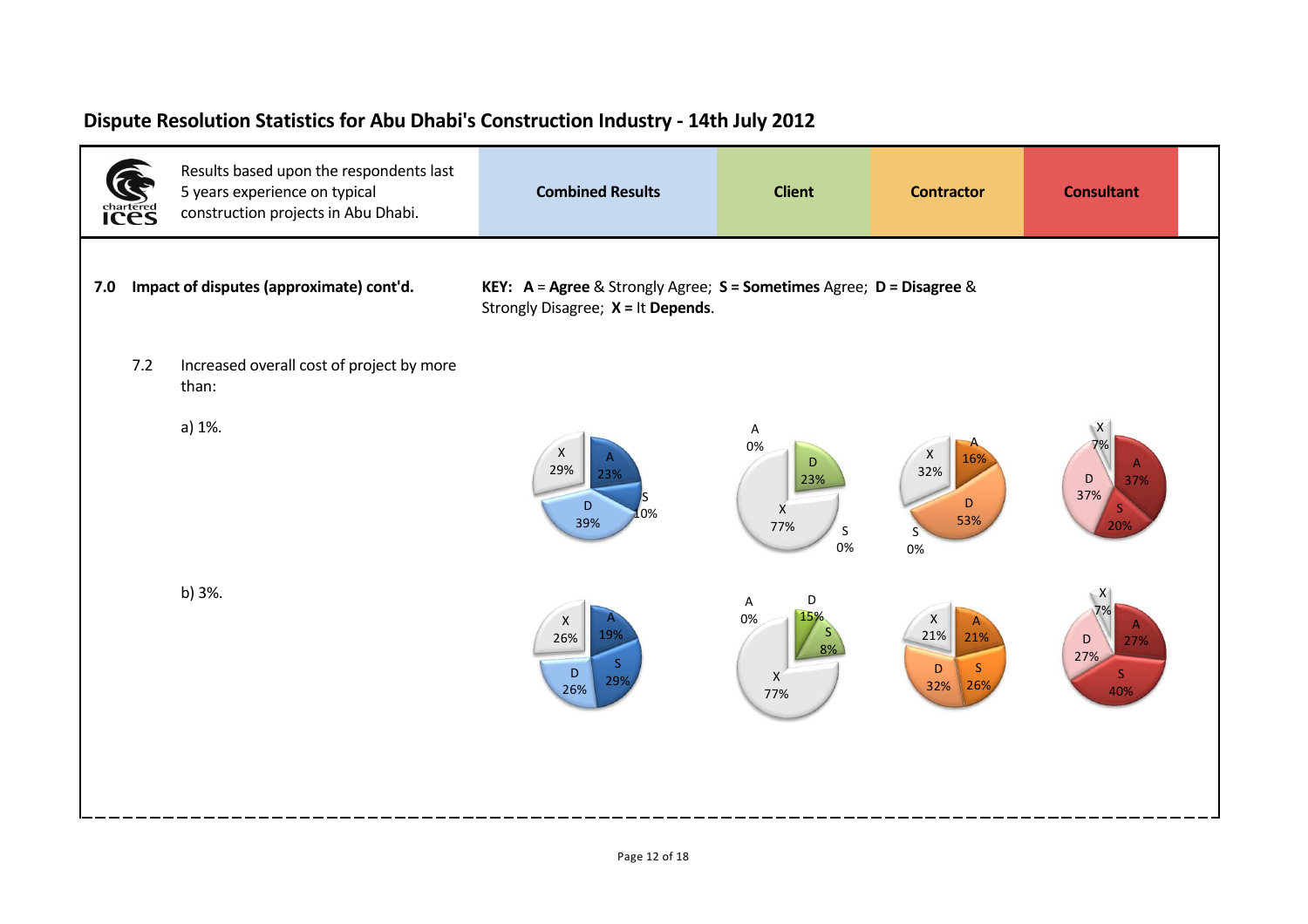## Dispute Resolution Statistics for Abu Dhabi's Construction Industry - 14th July 2012

chartered ices

Results based upon the respondents last 5 years experience on typical construction projects in Abu Dhabi.

**Combined Results** | **Client** | **Contractor** | **Consultant**

**7.0 Impact of disputes (approximate) cont'd.**

**KEY: A** = **Agree** & Strongly Agree; **S = Sometimes** Agree; **D = Disagree** & Strongly Disagree; **X =** It **Depends**.

7.2 Increased overall cost of project by more than:

a) 1%.

X 29%
A 23%
S 10%
D 39%

A 0%
D 23%
X 77%
S 0%

X 32%
A 16%
D 53%
S 0%

X 7%
A 37%
D 37%
S 20%

b) 3%.

X 26%
A 19%
S 29%
D 26%

A 0%
D 15%
S 8%
X 77%

X 21%
A 21%
D 32%
S 26%

X 7%
A 27%
D 27%
S 40%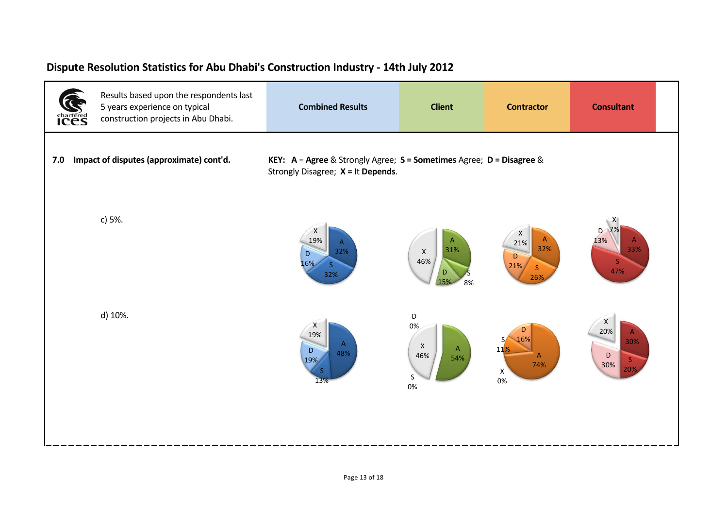## Dispute Resolution Statistics for Abu Dhabi's Construction Industry - 14th July 2012

| Results based upon the respondents last 5 years experience on typical construction projects in Abu Dhabi. | Combined Results | Client | Contractor | Consultant |
|---|---|---|---|---|

**7.0 Impact of disputes (approximate) cont'd.**

**KEY: A** = **Agree** & Strongly Agree; **S = Sometimes** Agree; **D = Disagree** & Strongly Disagree; **X =** It **Depends**.

c) 5%.

Combined Results: X 19%, A 32%, D 16%, S 32%

Client: X 46%, A 31%, D 15%, S 8%

Contractor: X 21%, A 32%, D 21%, S 26%

Consultant: X 7%, D 13%, A 33%, S 47%

d) 10%.

Combined Results: X 19%, A 48%, D 19%, S 13%

Client: D 0%, X 46%, A 54%, S 0%

Contractor: D 16%, S 11%, A 74%, X 0%

Consultant: X 20%, A 30%, D 30%, S 20%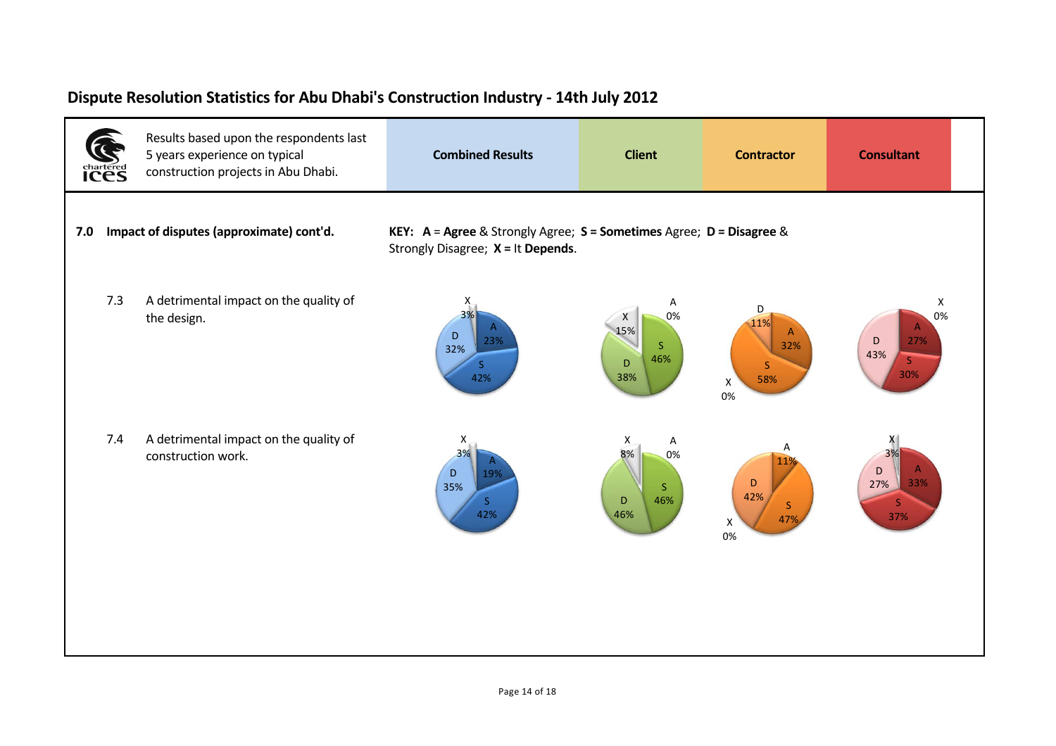## Dispute Resolution Statistics for Abu Dhabi's Construction Industry - 14th July 2012

chartered ices

Results based upon the respondents last 5 years experience on typical construction projects in Abu Dhabi.

| Combined Results | Client | Contractor | Consultant |
|---|---|---|---|

**7.0 Impact of disputes (approximate) cont'd.**

**KEY: A** = **Agree** & Strongly Agree; **S = Sometimes** Agree; **D = Disagree** & Strongly Disagree; **X =** It **Depends**.

7.3 A detrimental impact on the quality of the design.

Combined Results: X 3%, A 23%, D 32%, S 42%

Client: X 15%, A 0%, S 46%, D 38%

Contractor: D 11%, A 32%, S 58%, X 0%

Consultant: X 0%, A 27%, D 43%, S 30%

7.4 A detrimental impact on the quality of construction work.

Combined Results: X 3%, A 19%, D 35%, S 42%

Client: X 8%, A 0%, S 46%, D 46%

Contractor: A 11%, D 42%, S 47%, X 0%

Consultant: X 3%, A 33%, D 27%, S 37%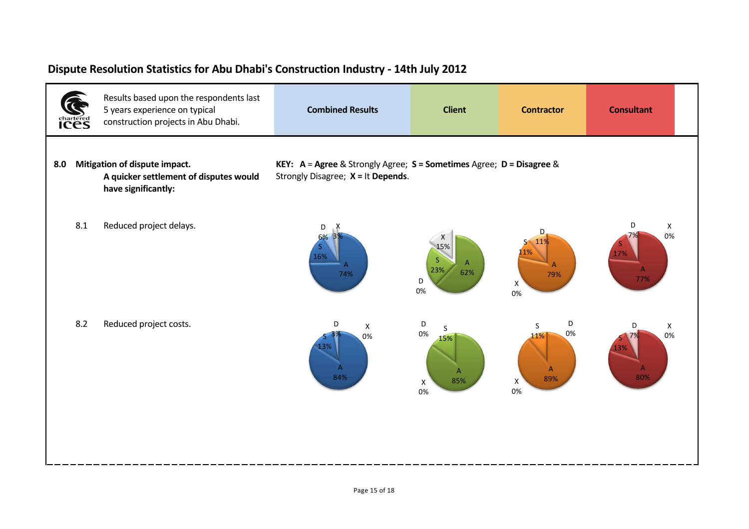# Dispute Resolution Statistics for Abu Dhabi's Construction Industry - 14th July 2012

| | Results based upon the respondents last 5 years experience on typical construction projects in Abu Dhabi. | Combined Results | Client | Contractor | Consultant |
|---|---|---|---|---|---|

**8.0 Mitigation of dispute impact.**

**A quicker settlement of disputes would have significantly:**

**KEY: A** = **Agree** & Strongly Agree; **S = Sometimes** Agree; **D = Disagree** & Strongly Disagree; **X =** It **Depends**.

8.1 Reduced project delays.

Combined Results: D 6% X 3% S 16% A 74%

Client: X 15% S 23% A 62% D 0%

Contractor: D 11% S 11% A 79% X 0%

Consultant: D 7% X 0% S 17% A 77%

8.2 Reduced project costs.

Combined Results: D 3% X 0% S 13% A 84%

Client: D 0% S 15% A 85% X 0%

Contractor: S 11% D 0% A 89% X 0%

Consultant: D 7% X 0% S 13% A 80%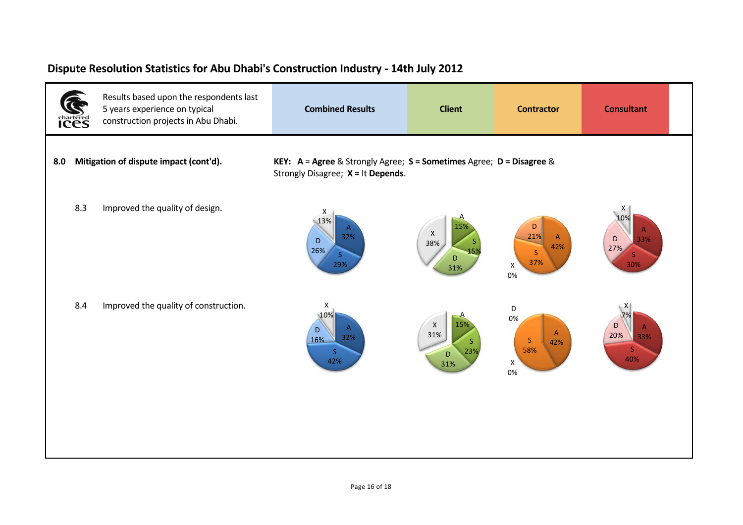# Dispute Resolution Statistics for Abu Dhabi's Construction Industry - 14th July 2012

| | | | | |
|---|---|---|---|---|
| Results based upon the respondents last 5 years experience on typical construction projects in Abu Dhabi. | **Combined Results** | **Client** | **Contractor** | **Consultant** |

## 8.0 Mitigation of dispute impact (cont'd).

**KEY: A** = **Agree** & Strongly Agree; **S = Sometimes** Agree; **D = Disagree** & Strongly Disagree; **X =** It **Depends**.

### 8.3 Improved the quality of design.

Combined Results: A 32%; S 29%; D 26%; X 13%

Client: A 15%; S 15%; D 31%; X 38%

Contractor: A 42%; S 37%; D 21%; X 0%

Consultant: A 33%; S 30%; D 27%; X 10%

### 8.4 Improved the quality of construction.

Combined Results: A 32%; S 42%; D 16%; X 10%

Client: A 15%; S 23%; D 31%; X 31%

Contractor: A 42%; S 58%; D 0%; X 0%

Consultant: A 33%; S 40%; D 20%; X 7%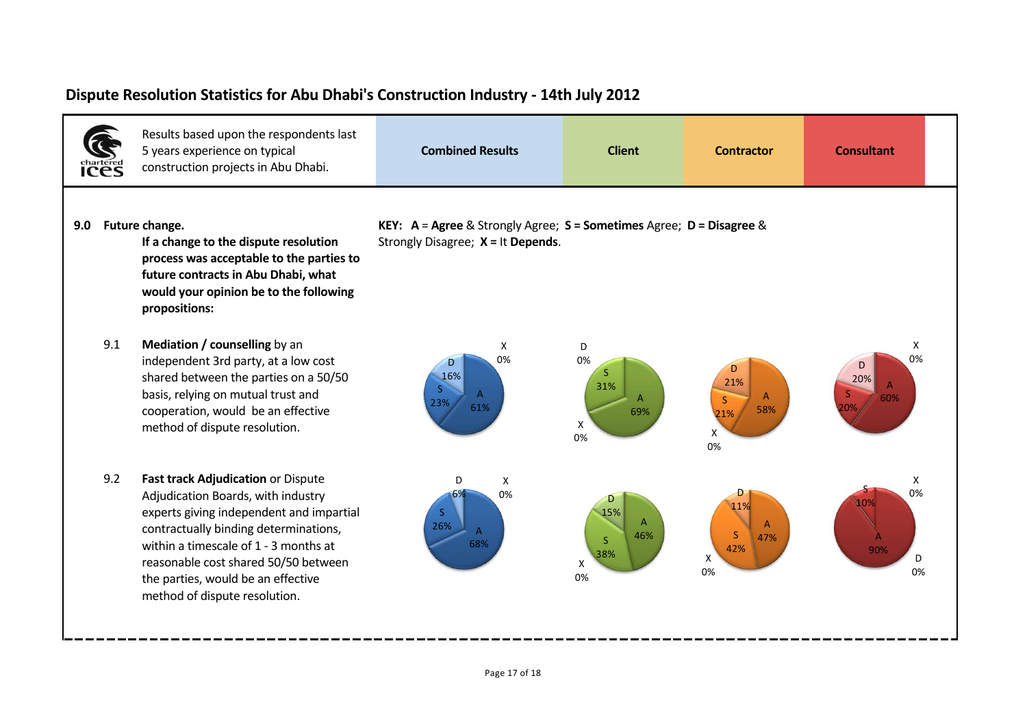# Dispute Resolution Statistics for Abu Dhabi's Construction Industry - 14th July 2012

chartered ICES

Results based upon the respondents last 5 years experience on typical construction projects in Abu Dhabi.

**Combined Results** | **Client** | **Contractor** | **Consultant**

**9.0 Future change.**

**If a change to the dispute resolution process was acceptable to the parties to future contracts in Abu Dhabi, what would your opinion be to the following propositions:**

**KEY: A** = **Agree** & Strongly Agree; **S = Sometimes** Agree; **D = Disagree** & Strongly Disagree; **X =** It **Depends**.

9.1 **Mediation / counselling** by an independent 3rd party, at a low cost shared between the parties on a 50/50 basis, relying on mutual trust and cooperation, would be an effective method of dispute resolution.

Combined Results: X 0%, D 16%, S 23%, A 61%

Client: D 0%, S 31%, A 69%, X 0%

Contractor: D 21%, S 21%, A 58%, X 0%

Consultant: X 0%, D 20%, A 60%, S 20%

9.2 **Fast track Adjudication** or Dispute Adjudication Boards, with industry experts giving independent and impartial contractually binding determinations, within a timescale of 1 - 3 months at reasonable cost shared 50/50 between the parties, would be an effective method of dispute resolution.

Combined Results: D 6%, X 0%, S 26%, A 68%

Client: D 15%, A 46%, S 38%, X 0%

Contractor: D 11%, A 47%, S 42%, X 0%

Consultant: S 10%, X 0%, A 90%, D 0%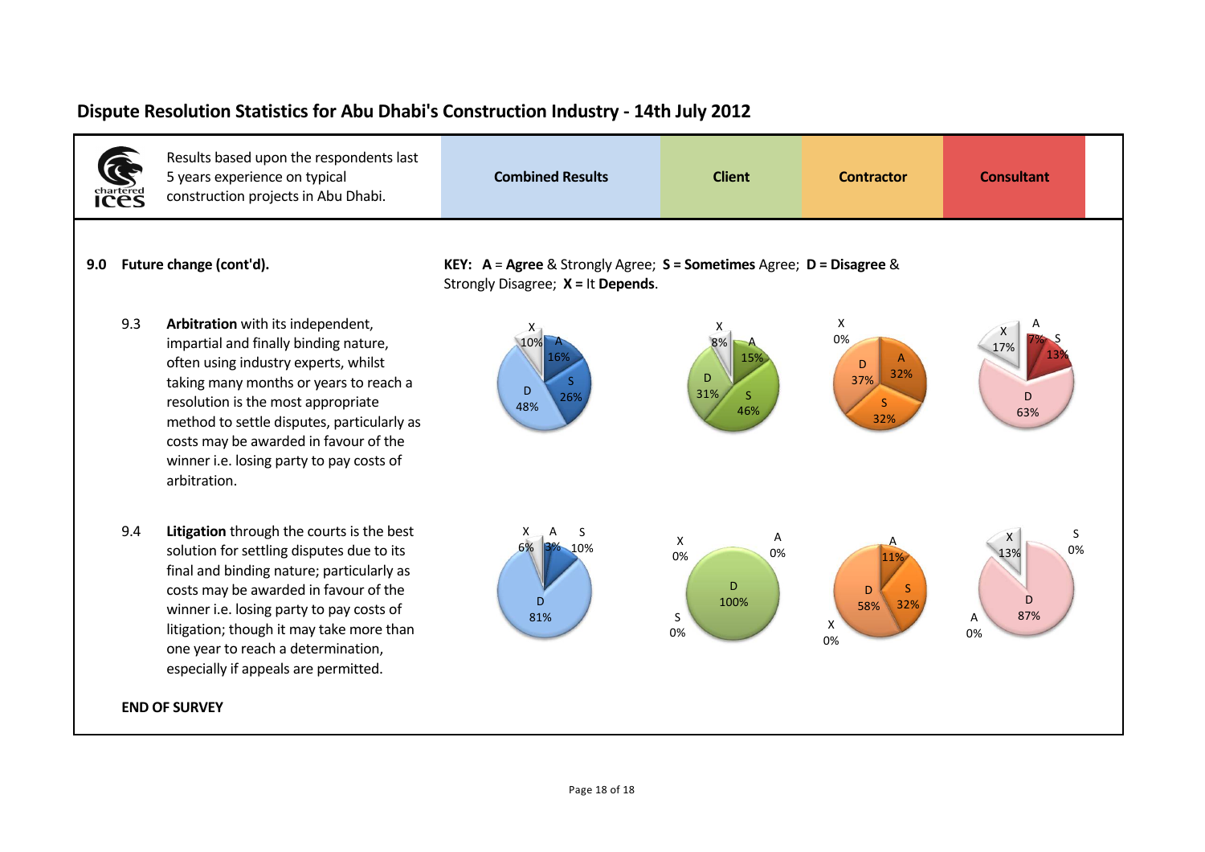# Dispute Resolution Statistics for Abu Dhabi's Construction Industry - 14th July 2012

| | Results based upon the respondents last 5 years experience on typical construction projects in Abu Dhabi. | **Combined Results** | **Client** | **Contractor** | **Consultant** |
|---|---|---|---|---|---|

**9.0 Future change (cont'd).**

**KEY: A** = **Agree** & Strongly Agree; **S = Sometimes** Agree; **D = Disagree** & Strongly Disagree; **X =** It **Depends**.

9.3 **Arbitration** with its independent, impartial and finally binding nature, often using industry experts, whilst taking many months or years to reach a resolution is the most appropriate method to settle disputes, particularly as costs may be awarded in favour of the winner i.e. losing party to pay costs of arbitration.

Combined Results: X 10%, A 16%, S 26%, D 48%

Client: X 8%, A 15%, S 46%, D 31%

Contractor: X 0%, A 32%, S 32%, D 37%

Consultant: X 17%, A 7%, S 13%, D 63%

9.4 **Litigation** through the courts is the best solution for settling disputes due to its final and binding nature; particularly as costs may be awarded in favour of the winner i.e. losing party to pay costs of litigation; though it may take more than one year to reach a determination, especially if appeals are permitted.

Combined Results: X 6%, A 3%, S 10%, D 81%

Client: X 0%, A 0%, S 0%, D 100%

Contractor: X 0%, A 11%, S 32%, D 58%

Consultant: X 13%, A 0%, S 0%, D 87%

**END OF SURVEY**